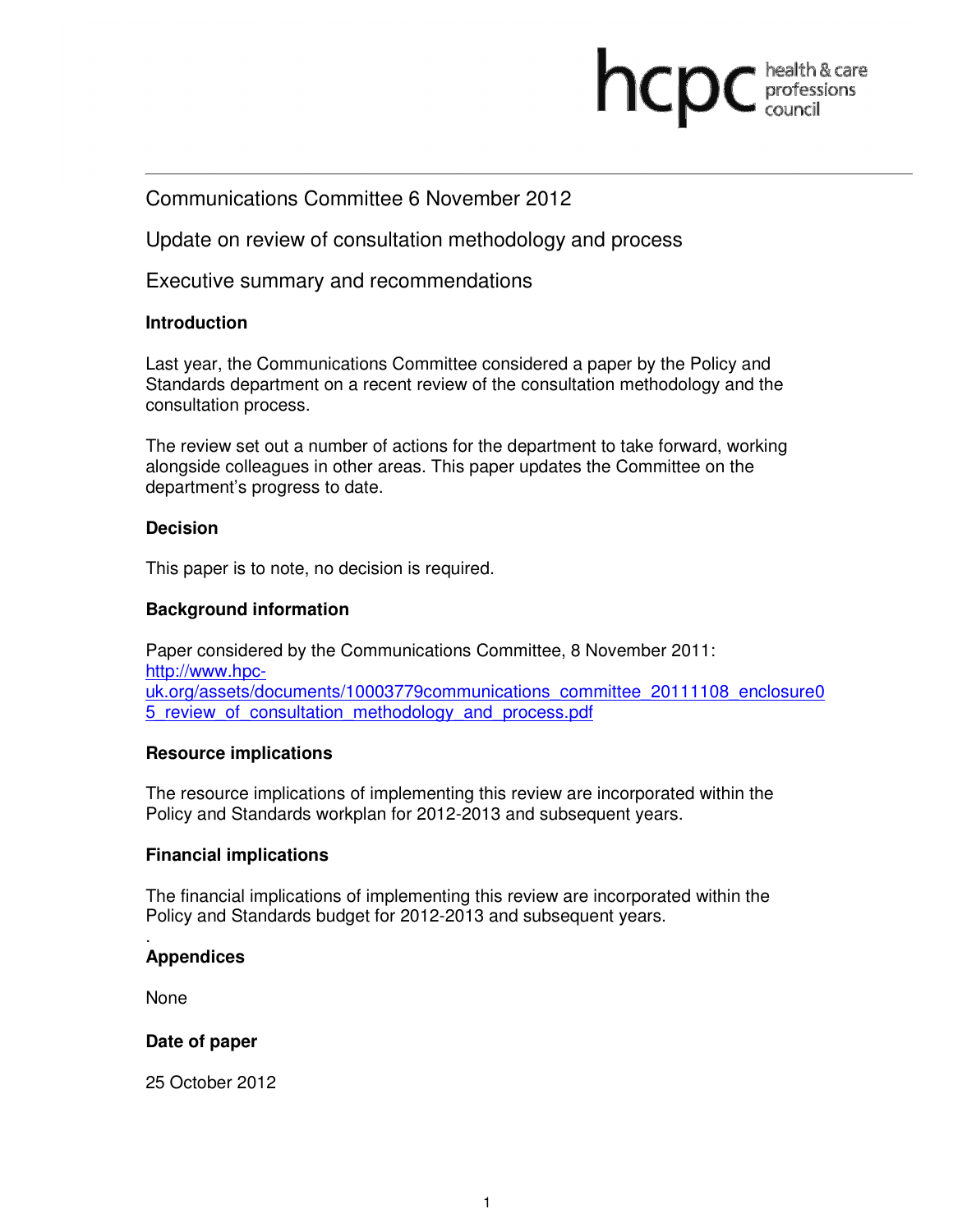hcpc health & care professions council

Communications Committee 6 November 2012

Update on review of consultation methodology and process

Executive summary and recommendations

**Introduction**

Last year, the Communications Committee considered a paper by the Policy and Standards department on a recent review of the consultation methodology and the consultation process.

The review set out a number of actions for the department to take forward, working alongside colleagues in other areas. This paper updates the Committee on the department's progress to date.

**Decision**

This paper is to note, no decision is required.

**Background information**

Paper considered by the Communications Committee, 8 November 2011: http://www.hpc-uk.org/assets/documents/10003779communications_committee_20111108_enclosure05_review_of_consultation_methodology_and_process.pdf

**Resource implications**

The resource implications of implementing this review are incorporated within the Policy and Standards workplan for 2012-2013 and subsequent years.

**Financial implications**

The financial implications of implementing this review are incorporated within the Policy and Standards budget for 2012-2013 and subsequent years.

**Appendices**

None

**Date of paper**

25 October 2012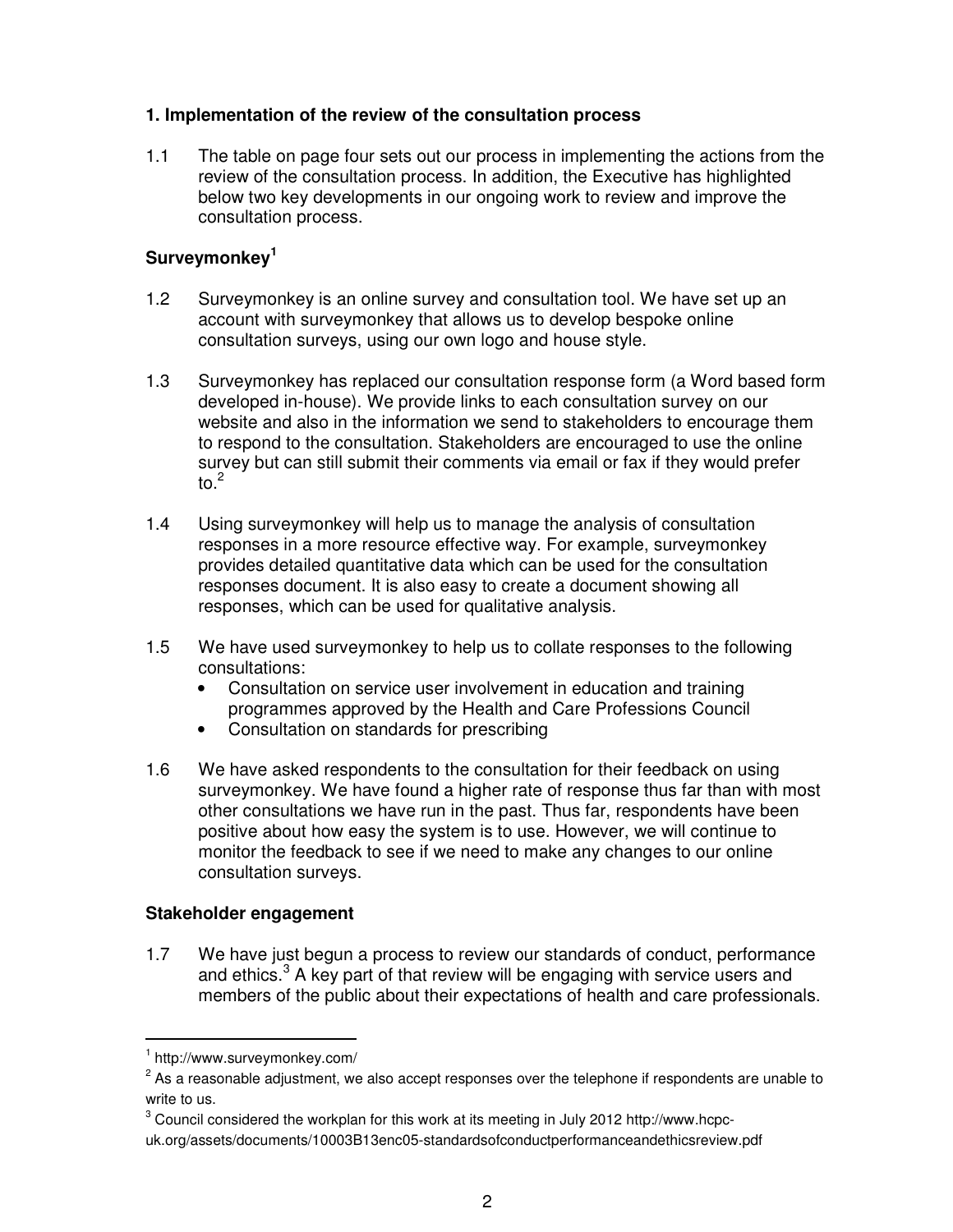## 1. Implementation of the review of the consultation process

1.1 The table on page four sets out our process in implementing the actions from the review of the consultation process. In addition, the Executive has highlighted below two key developments in our ongoing work to review and improve the consultation process.

### Surveymonkey[1]

1.2 Surveymonkey is an online survey and consultation tool. We have set up an account with surveymonkey that allows us to develop bespoke online consultation surveys, using our own logo and house style.

1.3 Surveymonkey has replaced our consultation response form (a Word based form developed in-house). We provide links to each consultation survey on our website and also in the information we send to stakeholders to encourage them to respond to the consultation. Stakeholders are encouraged to use the online survey but can still submit their comments via email or fax if they would prefer to.[2]

1.4 Using surveymonkey will help us to manage the analysis of consultation responses in a more resource effective way. For example, surveymonkey provides detailed quantitative data which can be used for the consultation responses document. It is also easy to create a document showing all responses, which can be used for qualitative analysis.

1.5 We have used surveymonkey to help us to collate responses to the following consultations:

- Consultation on service user involvement in education and training programmes approved by the Health and Care Professions Council
- Consultation on standards for prescribing

1.6 We have asked respondents to the consultation for their feedback on using surveymonkey. We have found a higher rate of response thus far than with most other consultations we have run in the past. Thus far, respondents have been positive about how easy the system is to use. However, we will continue to monitor the feedback to see if we need to make any changes to our online consultation surveys.

### Stakeholder engagement

1.7 We have just begun a process to review our standards of conduct, performance and ethics.[3] A key part of that review will be engaging with service users and members of the public about their expectations of health and care professionals.

---

[1] http://www.surveymonkey.com/

[2] As a reasonable adjustment, we also accept responses over the telephone if respondents are unable to write to us.

[3] Council considered the workplan for this work at its meeting in July 2012 http://www.hcpc-uk.org/assets/documents/10003B13enc05-standardsofconductperformanceandethicsreview.pdf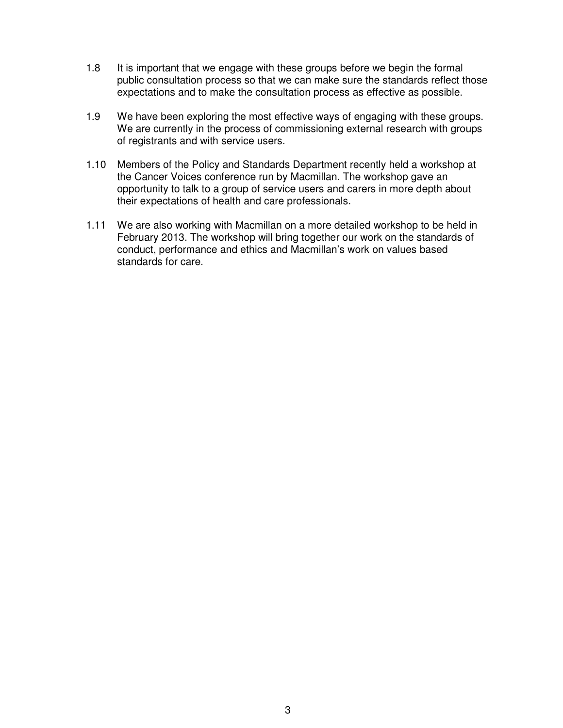1.8 It is important that we engage with these groups before we begin the formal public consultation process so that we can make sure the standards reflect those expectations and to make the consultation process as effective as possible.

1.9 We have been exploring the most effective ways of engaging with these groups. We are currently in the process of commissioning external research with groups of registrants and with service users.

1.10 Members of the Policy and Standards Department recently held a workshop at the Cancer Voices conference run by Macmillan. The workshop gave an opportunity to talk to a group of service users and carers in more depth about their expectations of health and care professionals.

1.11 We are also working with Macmillan on a more detailed workshop to be held in February 2013. The workshop will bring together our work on the standards of conduct, performance and ethics and Macmillan's work on values based standards for care.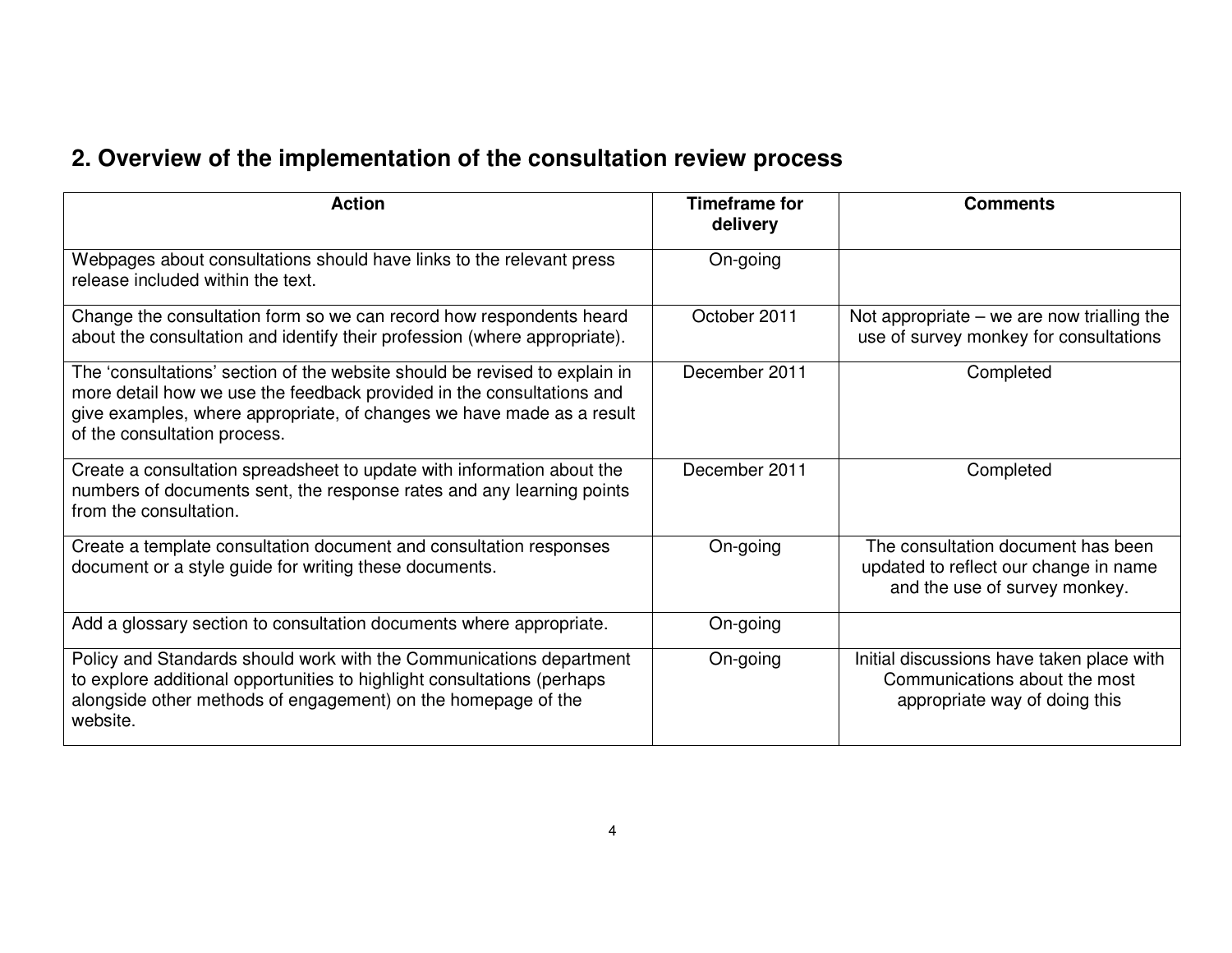## 2. Overview of the implementation of the consultation review process

| Action | Timeframe for delivery | Comments |
|---|---|---|
| Webpages about consultations should have links to the relevant press release included within the text. | On-going | |
| Change the consultation form so we can record how respondents heard about the consultation and identify their profession (where appropriate). | October 2011 | Not appropriate – we are now trialling the use of survey monkey for consultations |
| The 'consultations' section of the website should be revised to explain in more detail how we use the feedback provided in the consultations and give examples, where appropriate, of changes we have made as a result of the consultation process. | December 2011 | Completed |
| Create a consultation spreadsheet to update with information about the numbers of documents sent, the response rates and any learning points from the consultation. | December 2011 | Completed |
| Create a template consultation document and consultation responses document or a style guide for writing these documents. | On-going | The consultation document has been updated to reflect our change in name and the use of survey monkey. |
| Add a glossary section to consultation documents where appropriate. | On-going | |
| Policy and Standards should work with the Communications department to explore additional opportunities to highlight consultations (perhaps alongside other methods of engagement) on the homepage of the website. | On-going | Initial discussions have taken place with Communications about the most appropriate way of doing this |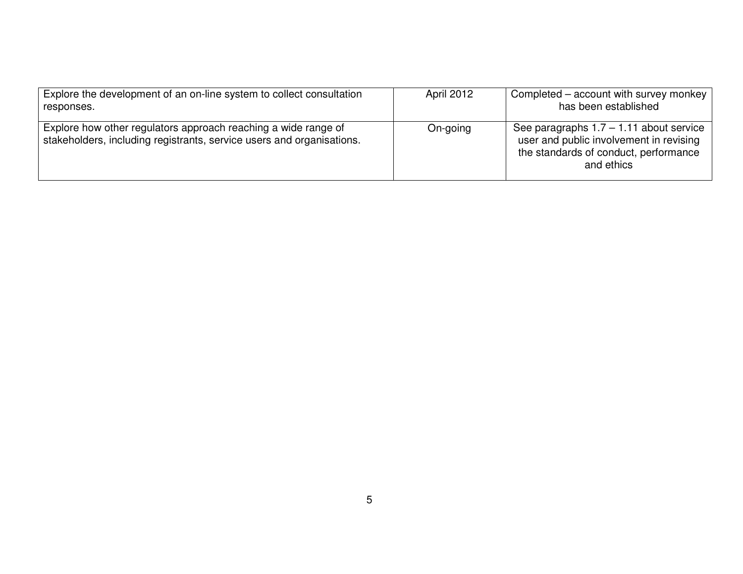| | | |
|---|---|---|
| Explore the development of an on-line system to collect consultation responses. | April 2012 | Completed – account with survey monkey has been established |
| Explore how other regulators approach reaching a wide range of stakeholders, including registrants, service users and organisations. | On-going | See paragraphs 1.7 – 1.11 about service user and public involvement in revising the standards of conduct, performance and ethics |